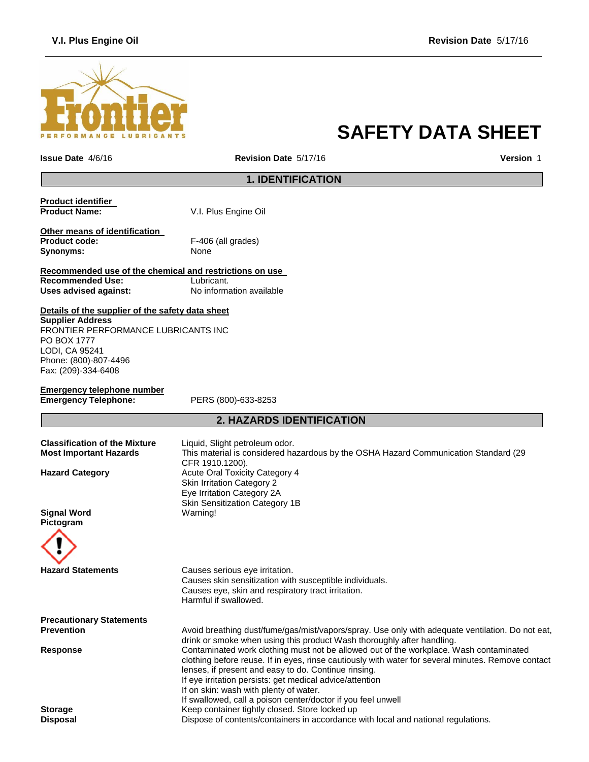# SAFETY DATA SHEET

**Issue Date** 4/6/16 **Revision Date** 5/17/16 **Version** 1

## 1. IDENTIFICATION

**Product identifier**

**Product Name:** V.I. Plus Engine Oil

**Other means of identification**

**Product code:** F-406 (all grades)

**Synonyms:** None

**Recommended use of the chemical and restrictions on use**

**Recommended Use:** Lubricant.

**Uses advised against:** No information available

**Details of the supplier of the safety data sheet**

**Supplier Address**

FRONTIER PERFORMANCE LUBRICANTS INC
PO BOX 1777
LODI, CA 95241
Phone: (800)-807-4496
Fax: (209)-334-6408

**Emergency telephone number**

**Emergency Telephone:** PERS (800)-633-8253

## 2. HAZARDS IDENTIFICATION

**Classification of the Mixture** Liquid, Slight petroleum odor.

**Most Important Hazards** This material is considered hazardous by the OSHA Hazard Communication Standard (29 CFR 1910.1200).

**Hazard Category**
Acute Oral Toxicity Category 4
Skin Irritation Category 2
Eye Irritation Category 2A
Skin Sensitization Category 1B

**Signal Word** Warning!

**Pictogram**

**Hazard Statements**
Causes serious eye irritation.
Causes skin sensitization with susceptible individuals.
Causes eye, skin and respiratory tract irritation.
Harmful if swallowed.

**Precautionary Statements**

**Prevention** Avoid breathing dust/fume/gas/mist/vapors/spray. Use only with adequate ventilation. Do not eat, drink or smoke when using this product Wash thoroughly after handling.

**Response** Contaminated work clothing must not be allowed out of the workplace. Wash contaminated clothing before reuse. If in eyes, rinse cautiously with water for several minutes. Remove contact lenses, if present and easy to do. Continue rinsing.
If eye irritation persists: get medical advice/attention
If on skin: wash with plenty of water.
If swallowed, call a poison center/doctor if you feel unwell

**Storage** Keep container tightly closed. Store locked up

**Disposal** Dispose of contents/containers in accordance with local and national regulations.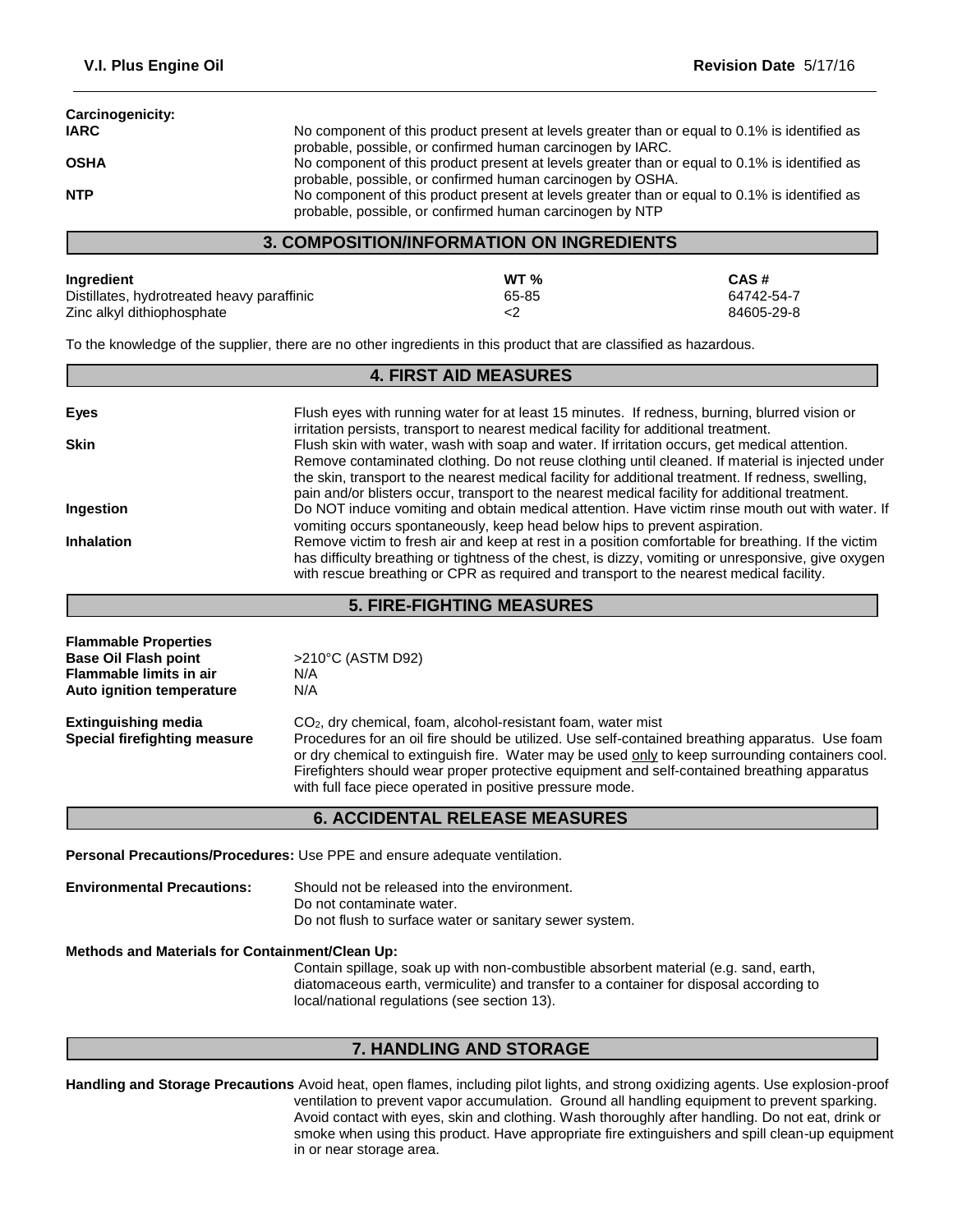**Carcinogenicity:**

**IARC** No component of this product present at levels greater than or equal to 0.1% is identified as probable, possible, or confirmed human carcinogen by IARC.

**OSHA** No component of this product present at levels greater than or equal to 0.1% is identified as probable, possible, or confirmed human carcinogen by OSHA.

**NTP** No component of this product present at levels greater than or equal to 0.1% is identified as probable, possible, or confirmed human carcinogen by NTP

## 3. COMPOSITION/INFORMATION ON INGREDIENTS

| Ingredient | WT % | CAS # |
|---|---|---|
| Distillates, hydrotreated heavy paraffinic | 65-85 | 64742-54-7 |
| Zinc alkyl dithiophosphate | <2 | 84605-29-8 |

To the knowledge of the supplier, there are no other ingredients in this product that are classified as hazardous.

## 4. FIRST AID MEASURES

**Eyes** Flush eyes with running water for at least 15 minutes. If redness, burning, blurred vision or irritation persists, transport to nearest medical facility for additional treatment.

**Skin** Flush skin with water, wash with soap and water. If irritation occurs, get medical attention. Remove contaminated clothing. Do not reuse clothing until cleaned. If material is injected under the skin, transport to the nearest medical facility for additional treatment. If redness, swelling, pain and/or blisters occur, transport to the nearest medical facility for additional treatment.

**Ingestion** Do NOT induce vomiting and obtain medical attention. Have victim rinse mouth out with water. If vomiting occurs spontaneously, keep head below hips to prevent aspiration.

**Inhalation** Remove victim to fresh air and keep at rest in a position comfortable for breathing. If the victim has difficulty breathing or tightness of the chest, is dizzy, vomiting or unresponsive, give oxygen with rescue breathing or CPR as required and transport to the nearest medical facility.

## 5. FIRE-FIGHTING MEASURES

**Flammable Properties**
**Base Oil Flash point** >210°C (ASTM D92)
**Flammable limits in air** N/A
**Auto ignition temperature** N/A

**Extinguishing media** $CO_2$, dry chemical, foam, alcohol-resistant foam, water mist

**Special firefighting measure** Procedures for an oil fire should be utilized. Use self-contained breathing apparatus. Use foam or dry chemical to extinguish fire. Water may be used only to keep surrounding containers cool. Firefighters should wear proper protective equipment and self-contained breathing apparatus with full face piece operated in positive pressure mode.

## 6. ACCIDENTAL RELEASE MEASURES

**Personal Precautions/Procedures:** Use PPE and ensure adequate ventilation.

**Environmental Precautions:** Should not be released into the environment.
Do not contaminate water.
Do not flush to surface water or sanitary sewer system.

**Methods and Materials for Containment/Clean Up:**

Contain spillage, soak up with non-combustible absorbent material (e.g. sand, earth, diatomaceous earth, vermiculite) and transfer to a container for disposal according to local/national regulations (see section 13).

## 7. HANDLING AND STORAGE

**Handling and Storage Precautions** Avoid heat, open flames, including pilot lights, and strong oxidizing agents. Use explosion-proof ventilation to prevent vapor accumulation. Ground all handling equipment to prevent sparking. Avoid contact with eyes, skin and clothing. Wash thoroughly after handling. Do not eat, drink or smoke when using this product. Have appropriate fire extinguishers and spill clean-up equipment in or near storage area.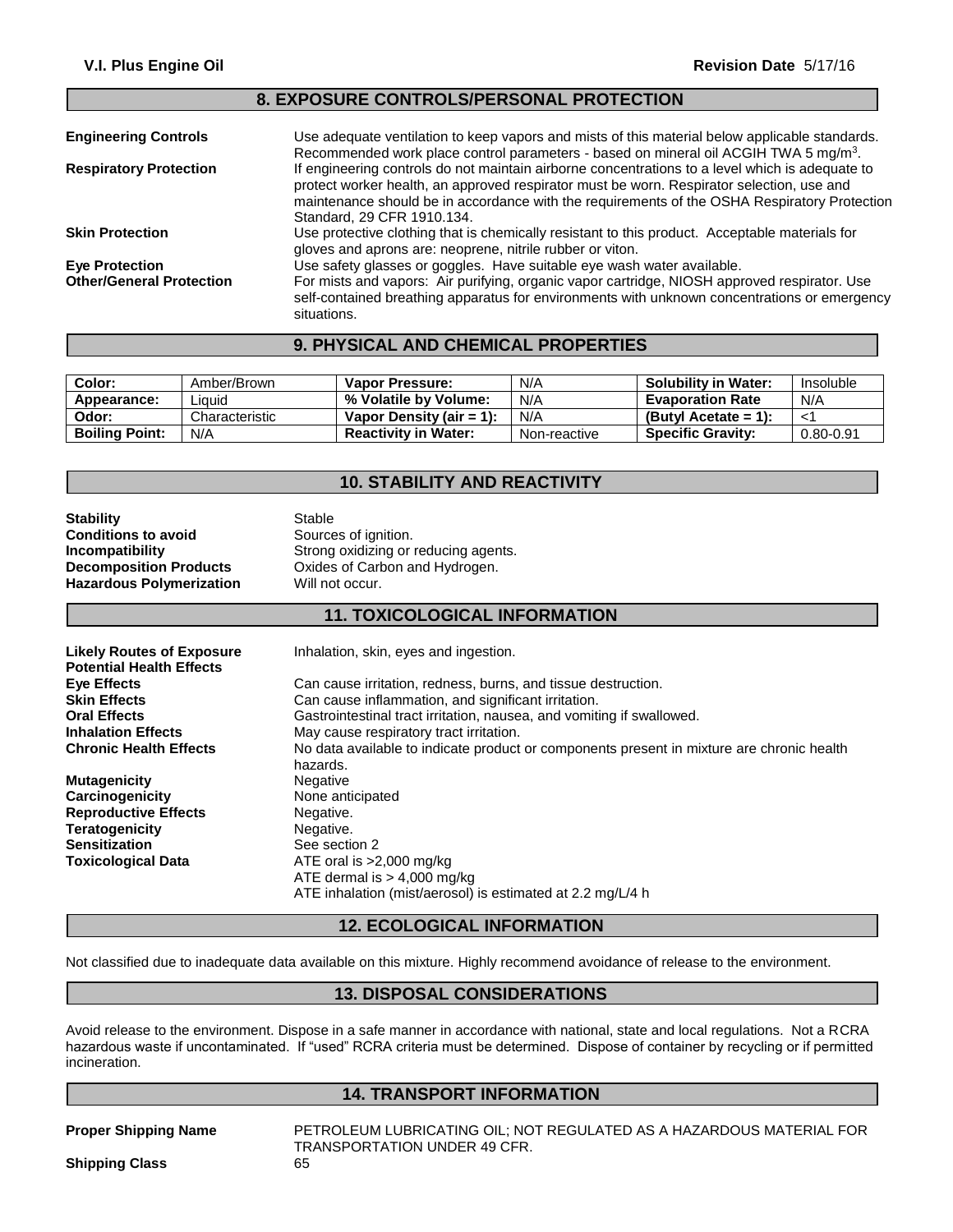## 8. EXPOSURE CONTROLS/PERSONAL PROTECTION

**Engineering Controls** — Use adequate ventilation to keep vapors and mists of this material below applicable standards. Recommended work place control parameters - based on mineral oil ACGIH TWA 5 mg/m$^3$.

**Respiratory Protection** — If engineering controls do not maintain airborne concentrations to a level which is adequate to protect worker health, an approved respirator must be worn. Respirator selection, use and maintenance should be in accordance with the requirements of the OSHA Respiratory Protection Standard, 29 CFR 1910.134.

**Skin Protection** — Use protective clothing that is chemically resistant to this product. Acceptable materials for gloves and aprons are: neoprene, nitrile rubber or viton.

**Eye Protection** — Use safety glasses or goggles. Have suitable eye wash water available.

**Other/General Protection** — For mists and vapors: Air purifying, organic vapor cartridge, NIOSH approved respirator. Use self-contained breathing apparatus for environments with unknown concentrations or emergency situations.

## 9. PHYSICAL AND CHEMICAL PROPERTIES

| | | | | | |
|---|---|---|---|---|---|
| **Color:** | Amber/Brown | **Vapor Pressure:** | N/A | **Solubility in Water:** | Insoluble |
| **Appearance:** | Liquid | **% Volatile by Volume:** | N/A | **Evaporation Rate** | N/A |
| **Odor:** | Characteristic | **Vapor Density (air = 1):** | N/A | **(Butyl Acetate = 1):** | <1 |
| **Boiling Point:** | N/A | **Reactivity in Water:** | Non-reactive | **Specific Gravity:** | 0.80-0.91 |

## 10. STABILITY AND REACTIVITY

**Stability** — Stable

**Conditions to avoid** — Sources of ignition.

**Incompatibility** — Strong oxidizing or reducing agents.

**Decomposition Products** — Oxides of Carbon and Hydrogen.

**Hazardous Polymerization** — Will not occur.

## 11. TOXICOLOGICAL INFORMATION

**Likely Routes of Exposure** — Inhalation, skin, eyes and ingestion.

**Potential Health Effects**

**Eye Effects** — Can cause irritation, redness, burns, and tissue destruction.

**Skin Effects** — Can cause inflammation, and significant irritation.

**Oral Effects** — Gastrointestinal tract irritation, nausea, and vomiting if swallowed.

**Inhalation Effects** — May cause respiratory tract irritation.

**Chronic Health Effects** — No data available to indicate product or components present in mixture are chronic health hazards.

**Mutagenicity** — Negative

**Carcinogenicity** — None anticipated

**Reproductive Effects** — Negative.

**Teratogenicity** — Negative.

**Sensitization** — See section 2

**Toxicological Data** — ATE oral is >2,000 mg/kg
ATE dermal is > 4,000 mg/kg
ATE inhalation (mist/aerosol) is estimated at 2.2 mg/L/4 h

## 12. ECOLOGICAL INFORMATION

Not classified due to inadequate data available on this mixture. Highly recommend avoidance of release to the environment.

## 13. DISPOSAL CONSIDERATIONS

Avoid release to the environment. Dispose in a safe manner in accordance with national, state and local regulations. Not a RCRA hazardous waste if uncontaminated. If "used" RCRA criteria must be determined. Dispose of container by recycling or if permitted incineration.

## 14. TRANSPORT INFORMATION

**Proper Shipping Name** — PETROLEUM LUBRICATING OIL; NOT REGULATED AS A HAZARDOUS MATERIAL FOR TRANSPORTATION UNDER 49 CFR.

**Shipping Class** — 65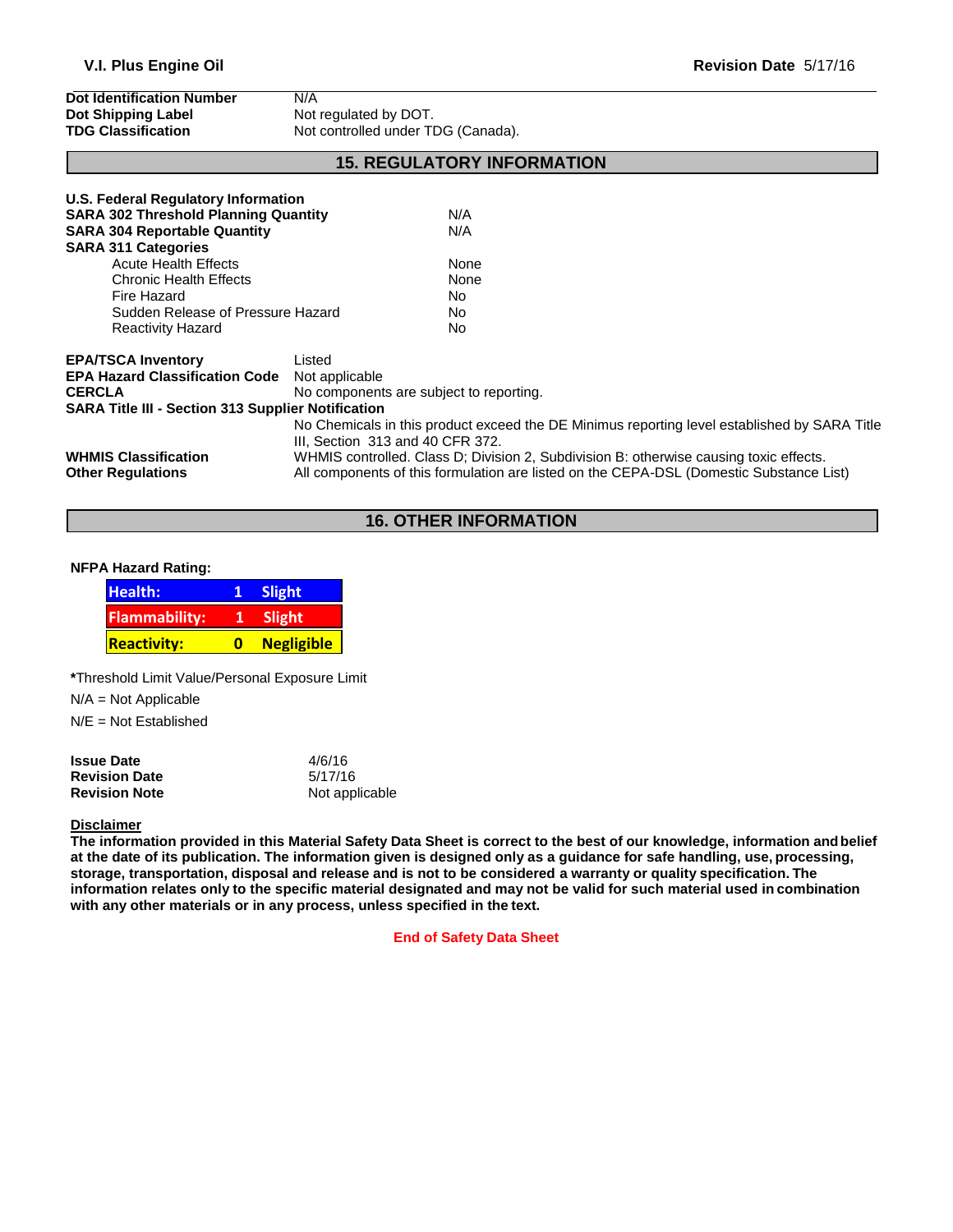| | |
|---|---|
| **Dot Identification Number** | N/A |
| **Dot Shipping Label** | Not regulated by DOT. |
| **TDG Classification** | Not controlled under TDG (Canada). |

## 15. REGULATORY INFORMATION

| | |
|---|---|
| **U.S. Federal Regulatory Information** | |
| **SARA 302 Threshold Planning Quantity** | N/A |
| **SARA 304 Reportable Quantity** | N/A |
| **SARA 311 Categories** | |
| Acute Health Effects | None |
| Chronic Health Effects | None |
| Fire Hazard | No |
| Sudden Release of Pressure Hazard | No |
| Reactivity Hazard | No |

| | |
|---|---|
| **EPA/TSCA Inventory** | Listed |
| **EPA Hazard Classification Code** | Not applicable |
| **CERCLA** | No components are subject to reporting. |
| **SARA Title III - Section 313 Supplier Notification** | No Chemicals in this product exceed the DE Minimus reporting level established by SARA Title III, Section 313 and 40 CFR 372. |
| **WHMIS Classification** | WHMIS controlled. Class D; Division 2, Subdivision B: otherwise causing toxic effects. |
| **Other Regulations** | All components of this formulation are listed on the CEPA-DSL (Domestic Substance List) |

## 16. OTHER INFORMATION

**NFPA Hazard Rating:**

| | | |
|---|---|---|
| **Health:** | **1** | **Slight** |
| **Flammability:** | **1** | **Slight** |
| **Reactivity:** | **0** | **Negligible** |

***Threshold Limit Value/Personal Exposure Limit**

N/A = Not Applicable

N/E = Not Established

| | |
|---|---|
| **Issue Date** | 4/6/16 |
| **Revision Date** | 5/17/16 |
| **Revision Note** | Not applicable |

**Disclaimer**

**The information provided in this Material Safety Data Sheet is correct to the best of our knowledge, information and belief at the date of its publication. The information given is designed only as a guidance for safe handling, use, processing, storage, transportation, disposal and release and is not to be considered a warranty or quality specification. The information relates only to the specific material designated and may not be valid for such material used in combination with any other materials or in any process, unless specified in the text.**

**End of Safety Data Sheet**